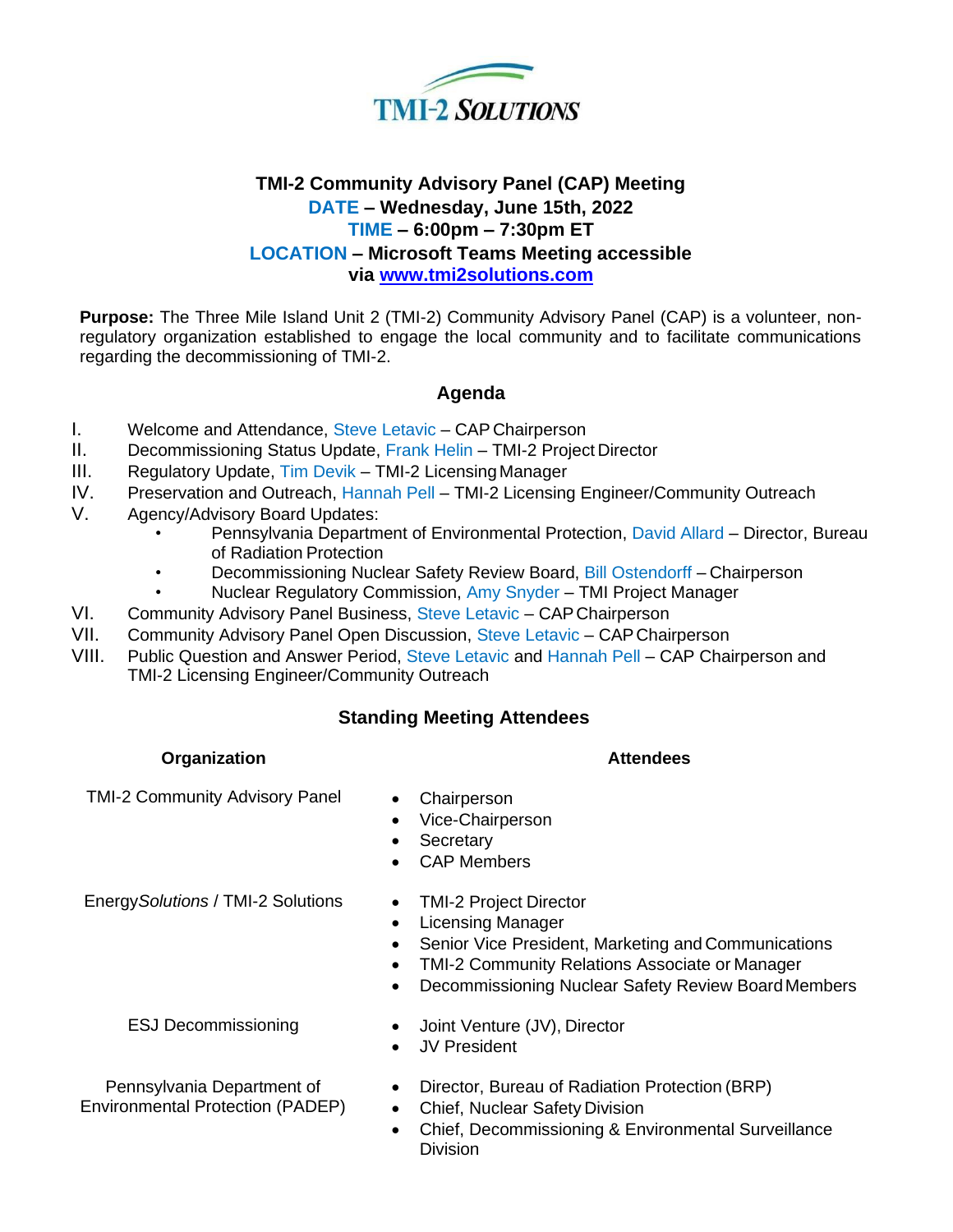TMI-2 SOLUTIONS

# TMI-2 Community Advisory Panel (CAP) Meeting

**DATE – Wednesday, June 15th, 2022**
**TIME – 6:00pm – 7:30pm ET**
**LOCATION – Microsoft Teams Meeting accessible via www.tmi2solutions.com**

**Purpose:** The Three Mile Island Unit 2 (TMI-2) Community Advisory Panel (CAP) is a volunteer, non-regulatory organization established to engage the local community and to facilitate communications regarding the decommissioning of TMI-2.

## Agenda

I. Welcome and Attendance, Steve Letavic – CAP Chairperson
II. Decommissioning Status Update, Frank Helin – TMI-2 Project Director
III. Regulatory Update, Tim Devik – TMI-2 Licensing Manager
IV. Preservation and Outreach, Hannah Pell – TMI-2 Licensing Engineer/Community Outreach
V. Agency/Advisory Board Updates:
   - Pennsylvania Department of Environmental Protection, David Allard – Director, Bureau of Radiation Protection
   - Decommissioning Nuclear Safety Review Board, Bill Ostendorff – Chairperson
   - Nuclear Regulatory Commission, Amy Snyder – TMI Project Manager

VI. Community Advisory Panel Business, Steve Letavic – CAP Chairperson
VII. Community Advisory Panel Open Discussion, Steve Letavic – CAP Chairperson
VIII. Public Question and Answer Period, Steve Letavic and Hannah Pell – CAP Chairperson and TMI-2 Licensing Engineer/Community Outreach

## Standing Meeting Attendees

| Organization | Attendees |
|---|---|
| TMI-2 Community Advisory Panel | • Chairperson<br>• Vice-Chairperson<br>• Secretary<br>• CAP Members |
| Energy*Solutions* / TMI-2 Solutions | • TMI-2 Project Director<br>• Licensing Manager<br>• Senior Vice President, Marketing and Communications<br>• TMI-2 Community Relations Associate or Manager<br>• Decommissioning Nuclear Safety Review Board Members |
| ESJ Decommissioning | • Joint Venture (JV), Director<br>• JV President |
| Pennsylvania Department of Environmental Protection (PADEP) | • Director, Bureau of Radiation Protection (BRP)<br>• Chief, Nuclear Safety Division<br>• Chief, Decommissioning & Environmental Surveillance Division |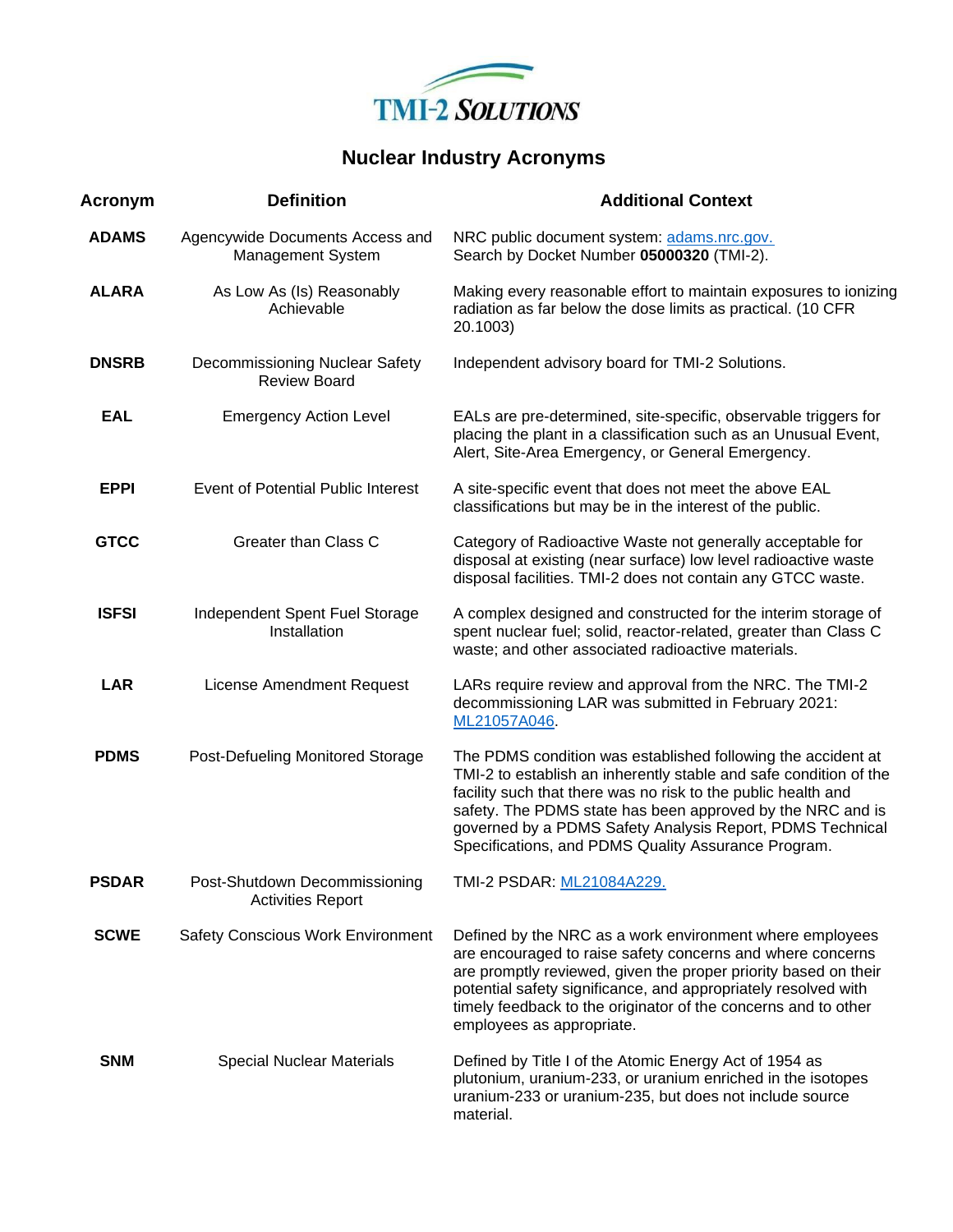TMI-2 SOLUTIONS

# Nuclear Industry Acronyms

| Acronym | Definition | Additional Context |
|---|---|---|
| **ADAMS** | Agencywide Documents Access and Management System | NRC public document system: adams.nrc.gov. Search by Docket Number **05000320** (TMI-2). |
| **ALARA** | As Low As (Is) Reasonably Achievable | Making every reasonable effort to maintain exposures to ionizing radiation as far below the dose limits as practical. (10 CFR 20.1003) |
| **DNSRB** | Decommissioning Nuclear Safety Review Board | Independent advisory board for TMI-2 Solutions. |
| **EAL** | Emergency Action Level | EALs are pre-determined, site-specific, observable triggers for placing the plant in a classification such as an Unusual Event, Alert, Site-Area Emergency, or General Emergency. |
| **EPPI** | Event of Potential Public Interest | A site-specific event that does not meet the above EAL classifications but may be in the interest of the public. |
| **GTCC** | Greater than Class C | Category of Radioactive Waste not generally acceptable for disposal at existing (near surface) low level radioactive waste disposal facilities. TMI-2 does not contain any GTCC waste. |
| **ISFSI** | Independent Spent Fuel Storage Installation | A complex designed and constructed for the interim storage of spent nuclear fuel; solid, reactor-related, greater than Class C waste; and other associated radioactive materials. |
| **LAR** | License Amendment Request | LARs require review and approval from the NRC. The TMI-2 decommissioning LAR was submitted in February 2021: ML21057A046. |
| **PDMS** | Post-Defueling Monitored Storage | The PDMS condition was established following the accident at TMI-2 to establish an inherently stable and safe condition of the facility such that there was no risk to the public health and safety. The PDMS state has been approved by the NRC and is governed by a PDMS Safety Analysis Report, PDMS Technical Specifications, and PDMS Quality Assurance Program. |
| **PSDAR** | Post-Shutdown Decommissioning Activities Report | TMI-2 PSDAR: ML21084A229. |
| **SCWE** | Safety Conscious Work Environment | Defined by the NRC as a work environment where employees are encouraged to raise safety concerns and where concerns are promptly reviewed, given the proper priority based on their potential safety significance, and appropriately resolved with timely feedback to the originator of the concerns and to other employees as appropriate. |
| **SNM** | Special Nuclear Materials | Defined by Title I of the Atomic Energy Act of 1954 as plutonium, uranium-233, or uranium enriched in the isotopes uranium-233 or uranium-235, but does not include source material. |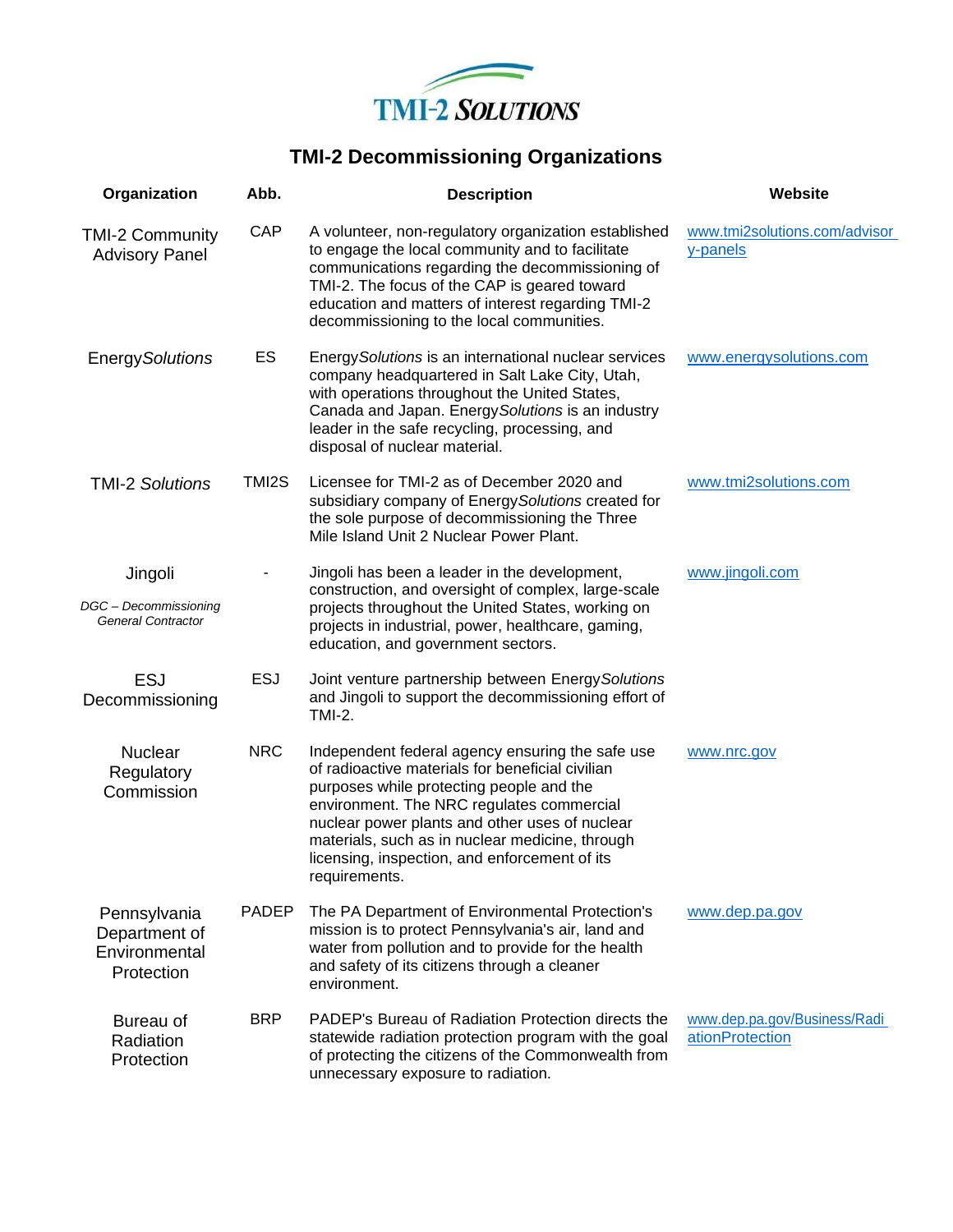TMI-2 *SOLUTIONS*

## TMI-2 Decommissioning Organizations

| Organization | Abb. | Description | Website |
|---|---|---|---|
| TMI-2 Community Advisory Panel | CAP | A volunteer, non-regulatory organization established to engage the local community and to facilitate communications regarding the decommissioning of TMI-2. The focus of the CAP is geared toward education and matters of interest regarding TMI-2 decommissioning to the local communities. | www.tmi2solutions.com/advisory-panels |
| Energy*Solutions* | ES | Energy*Solutions* is an international nuclear services company headquartered in Salt Lake City, Utah, with operations throughout the United States, Canada and Japan. Energy*Solutions* is an industry leader in the safe recycling, processing, and disposal of nuclear material. | www.energysolutions.com |
| TMI-2 *Solutions* | TMI2S | Licensee for TMI-2 as of December 2020 and subsidiary company of Energy*Solutions* created for the sole purpose of decommissioning the Three Mile Island Unit 2 Nuclear Power Plant. | www.tmi2solutions.com |
| Jingoli<br>*DGC – Decommissioning General Contractor* | - | Jingoli has been a leader in the development, construction, and oversight of complex, large-scale projects throughout the United States, working on projects in industrial, power, healthcare, gaming, education, and government sectors. | www.jingoli.com |
| ESJ Decommissioning | ESJ | Joint venture partnership between Energy*Solutions* and Jingoli to support the decommissioning effort of TMI-2. | |
| Nuclear Regulatory Commission | NRC | Independent federal agency ensuring the safe use of radioactive materials for beneficial civilian purposes while protecting people and the environment. The NRC regulates commercial nuclear power plants and other uses of nuclear materials, such as in nuclear medicine, through licensing, inspection, and enforcement of its requirements. | www.nrc.gov |
| Pennsylvania Department of Environmental Protection | PADEP | The PA Department of Environmental Protection's mission is to protect Pennsylvania's air, land and water from pollution and to provide for the health and safety of its citizens through a cleaner environment. | www.dep.pa.gov |
| Bureau of Radiation Protection | BRP | PADEP's Bureau of Radiation Protection directs the statewide radiation protection program with the goal of protecting the citizens of the Commonwealth from unnecessary exposure to radiation. | www.dep.pa.gov/Business/RadiationProtection |